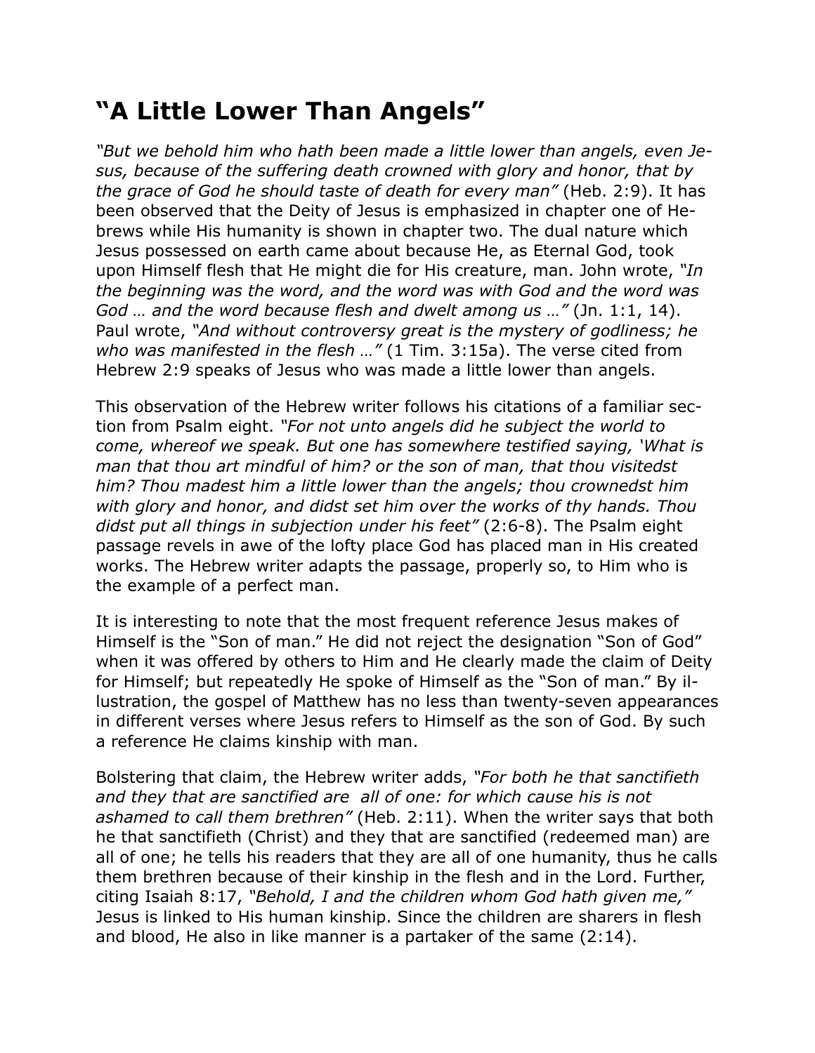# “A Little Lower Than Angels”

*“But we behold him who hath been made a little lower than angels, even Jesus, because of the suffering death crowned with glory and honor, that by the grace of God he should taste of death for every man”* (Heb. 2:9). It has been observed that the Deity of Jesus is emphasized in chapter one of Hebrews while His humanity is shown in chapter two. The dual nature which Jesus possessed on earth came about because He, as Eternal God, took upon Himself flesh that He might die for His creature, man. John wrote, *“In the beginning was the word, and the word was with God and the word was God … and the word because flesh and dwelt among us …”* (Jn. 1:1, 14). Paul wrote, *“And without controversy great is the mystery of godliness; he who was manifested in the flesh …”* (1 Tim. 3:15a). The verse cited from Hebrew 2:9 speaks of Jesus who was made a little lower than angels.

This observation of the Hebrew writer follows his citations of a familiar section from Psalm eight. *“For not unto angels did he subject the world to come, whereof we speak. But one has somewhere testified saying, ‘What is man that thou art mindful of him? or the son of man, that thou visitedst him? Thou madest him a little lower than the angels; thou crownedst him with glory and honor, and didst set him over the works of thy hands. Thou didst put all things in subjection under his feet”* (2:6-8). The Psalm eight passage revels in awe of the lofty place God has placed man in His created works. The Hebrew writer adapts the passage, properly so, to Him who is the example of a perfect man.

It is interesting to note that the most frequent reference Jesus makes of Himself is the “Son of man.” He did not reject the designation “Son of God” when it was offered by others to Him and He clearly made the claim of Deity for Himself; but repeatedly He spoke of Himself as the “Son of man.” By illustration, the gospel of Matthew has no less than twenty-seven appearances in different verses where Jesus refers to Himself as the son of God. By such a reference He claims kinship with man.

Bolstering that claim, the Hebrew writer adds, *“For both he that sanctifieth and they that are sanctified are all of one: for which cause his is not ashamed to call them brethren”* (Heb. 2:11). When the writer says that both he that sanctifieth (Christ) and they that are sanctified (redeemed man) are all of one; he tells his readers that they are all of one humanity, thus he calls them brethren because of their kinship in the flesh and in the Lord. Further, citing Isaiah 8:17, *“Behold, I and the children whom God hath given me,”* Jesus is linked to His human kinship. Since the children are sharers in flesh and blood, He also in like manner is a partaker of the same (2:14).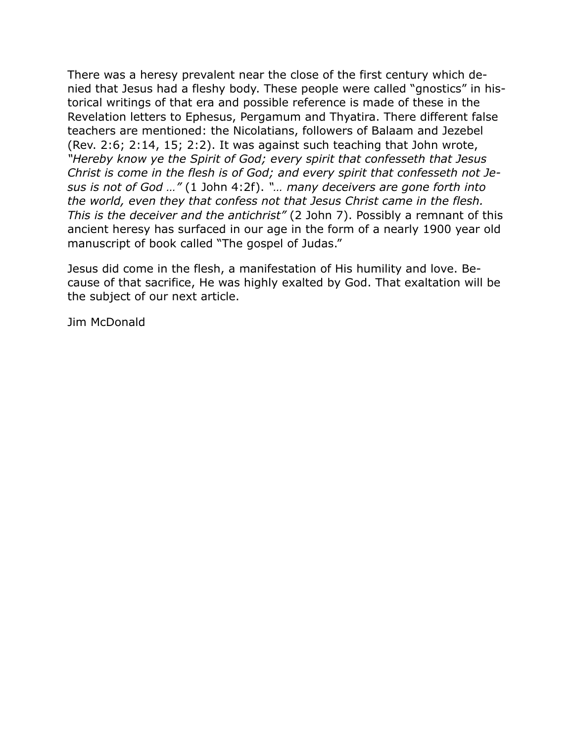There was a heresy prevalent near the close of the first century which denied that Jesus had a fleshy body. These people were called "gnostics" in historical writings of that era and possible reference is made of these in the Revelation letters to Ephesus, Pergamum and Thyatira. There different false teachers are mentioned: the Nicolatians, followers of Balaam and Jezebel (Rev. 2:6; 2:14, 15; 2:2). It was against such teaching that John wrote, *"Hereby know ye the Spirit of God; every spirit that confesseth that Jesus Christ is come in the flesh is of God; and every spirit that confesseth not Jesus is not of God …"* (1 John 4:2f). *"… many deceivers are gone forth into the world, even they that confess not that Jesus Christ came in the flesh. This is the deceiver and the antichrist"* (2 John 7). Possibly a remnant of this ancient heresy has surfaced in our age in the form of a nearly 1900 year old manuscript of book called "The gospel of Judas."

Jesus did come in the flesh, a manifestation of His humility and love. Because of that sacrifice, He was highly exalted by God. That exaltation will be the subject of our next article.

Jim McDonald